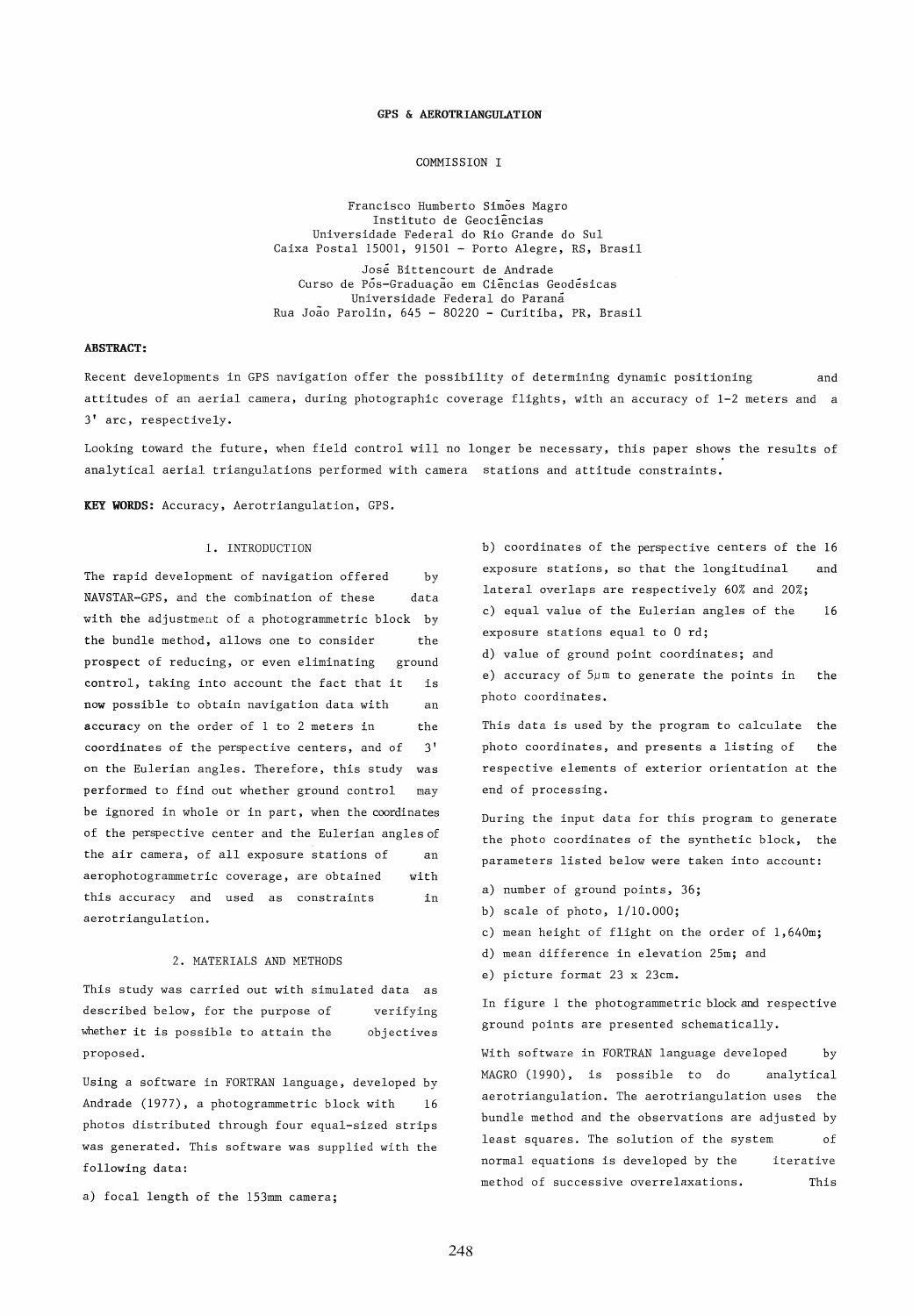# GPS & AEROTRIANGULATION

COMMISSION I

Francisco Humberto Simões Magro
Instituto de Geociências
Universidade Federal do Rio Grande do Sul
Caixa Postal 15001, 91501 - Porto Alegre, RS, Brasil

José Bittencourt de Andrade
Curso de Pós-Graduação em Ciências Geodésicas
Universidade Federal do Paraná
Rua João Parolin, 645 - 80220 - Curitiba, PR, Brasil

**ABSTRACT:**

Recent developments in GPS navigation offer the possibility of determining dynamic positioning and attitudes of an aerial camera, during photographic coverage flights, with an accuracy of 1-2 meters and a 3' arc, respectively.

Looking toward the future, when field control will no longer be necessary, this paper shows the results of analytical aerial triangulations performed with camera stations and attitude constraints.

**KEY WORDS:** Accuracy, Aerotriangulation, GPS.

## 1. INTRODUCTION

The rapid development of navigation offered by NAVSTAR-GPS, and the combination of these data with the adjustment of a photogrammetric block by the bundle method, allows one to consider the prospect of reducing, or even eliminating ground control, taking into account the fact that it is now possible to obtain navigation data with an accuracy on the order of 1 to 2 meters in the coordinates of the perspective centers, and of 3' on the Eulerian angles. Therefore, this study was performed to find out whether ground control may be ignored in whole or in part, when the coordinates of the perspective center and the Eulerian angles of the air camera, of all exposure stations of an aerophotogrammetric coverage, are obtained with this accuracy and used as constraints in aerotriangulation.

## 2. MATERIALS AND METHODS

This study was carried out with simulated data as described below, for the purpose of verifying whether it is possible to attain the objectives proposed.

Using a software in FORTRAN language, developed by Andrade (1977), a photogrammetric block with 16 photos distributed through four equal-sized strips was generated. This software was supplied with the following data:

a) focal length of the 153mm camera;

b) coordinates of the perspective centers of the 16 exposure stations, so that the longitudinal and lateral overlaps are respectively 60% and 20%;

c) equal value of the Eulerian angles of the 16 exposure stations equal to 0 rd;

d) value of ground point coordinates; and

e) accuracy of 5μm to generate the points in the photo coordinates.

This data is used by the program to calculate the photo coordinates, and presents a listing of the respective elements of exterior orientation at the end of processing.

During the input data for this program to generate the photo coordinates of the synthetic block, the parameters listed below were taken into account:

a) number of ground points, 36;

b) scale of photo, 1/10.000;

c) mean height of flight on the order of 1,640m;

d) mean difference in elevation 25m; and

e) picture format 23 x 23cm.

In figure 1 the photogrammetric block and respective ground points are presented schematically.

With software in FORTRAN language developed by MAGRO (1990), is possible to do analytical aerotriangulation. The aerotriangulation uses the bundle method and the observations are adjusted by least squares. The solution of the system of normal equations is developed by the iterative method of successive overrelaxations. This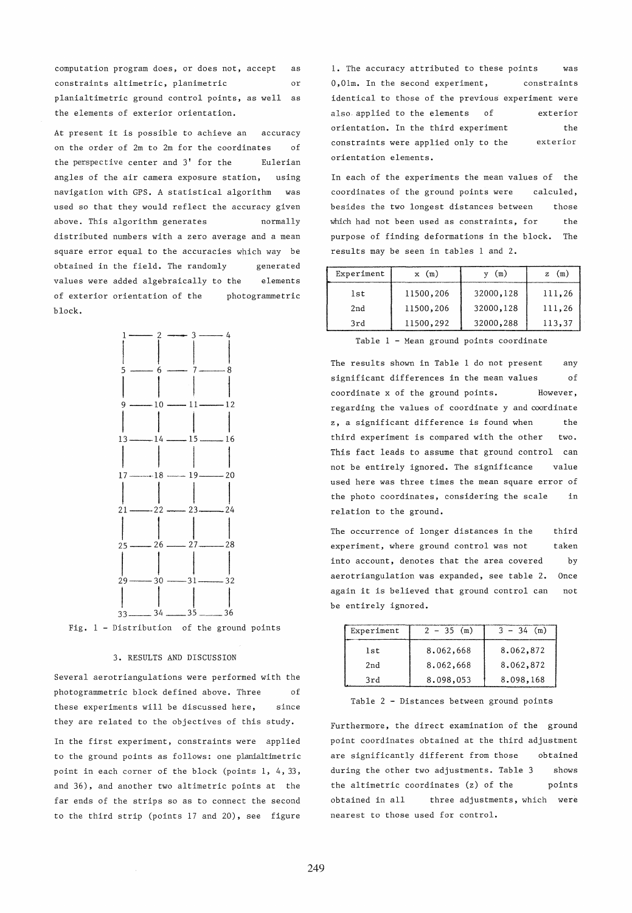computation program does, or does not, accept as constraints altimetric, planimetric or planialtimetric ground control points, as well as the elements of exterior orientation.

At present it is possible to achieve an accuracy on the order of 2m to 2m for the coordinates of the perspective center and 3' for the Eulerian angles of the air camera exposure station, using navigation with GPS. A statistical algorithm was used so that they would reflect the accuracy given above. This algorithm generates normally distributed numbers with a zero average and a mean square error equal to the accuracies which way be obtained in the field. The randomly generated values were added algebraically to the elements of exterior orientation of the photogrammetric block.

```
1 —— 2 —— 3 —— 4
|    |    |    |
5 —— 6 —— 7 —— 8
|    |    |    |
9 —— 10 — 11 — 12
|    |    |    |
13 — 14 — 15 — 16
|    |    |    |
17 — 18 — 19 — 20
|    |    |    |
21 — 22 — 23 — 24
|    |    |    |
25 — 26 — 27 — 28
|    |    |    |
29 — 30 — 31 — 32
|    |    |    |
33 — 34 — 35 — 36
```

Fig. 1 - Distribution of the ground points

### 3. RESULTS AND DISCUSSION

Several aerotriangulations were performed with the photogrammetric block defined above. Three of these experiments will be discussed here, since they are related to the objectives of this study.

In the first experiment, constraints were applied to the ground points as follows: one planialtimetric point in each corner of the block (points 1, 4, 33, and 36), and another two altimetric points at the far ends of the strips so as to connect the second to the third strip (points 17 and 20), see figure 1. The accuracy attributed to these points was 0,01m. In the second experiment, constraints identical to those of the previous experiment were also applied to the elements of exterior orientation. In the third experiment the constraints were applied only to the exterior orientation elements.

In each of the experiments the mean values of the coordinates of the ground points were calculed, besides the two longest distances between those which had not been used as constraints, for the purpose of finding deformations in the block. The results may be seen in tables 1 and 2.

| Experiment | x (m) | y (m) | z (m) |
|---|---|---|---|
| 1st | 11500,206 | 32000,128 | 111,26 |
| 2nd | 11500,206 | 32000,128 | 111,26 |
| 3rd | 11500,292 | 32000,288 | 113,37 |

Table 1 - Mean ground points coordinate

The results shown in Table 1 do not present any significant differences in the mean values of coordinate x of the ground points. However, regarding the values of coordinate y and coordinate z, a significant difference is found when the third experiment is compared with the other two. This fact leads to assume that ground control can not be entirely ignored. The significance value used here was three times the mean square error of the photo coordinates, considering the scale in relation to the ground.

The occurrence of longer distances in the third experiment, where ground control was not taken into account, denotes that the area covered by aerotriangulation was expanded, see table 2. Once again it is believed that ground control can not be entirely ignored.

| Experiment | 2 - 35 (m) | 3 - 34 (m) |
|---|---|---|
| 1st | 8.062,668 | 8.062,872 |
| 2nd | 8.062,668 | 8.062,872 |
| 3rd | 8.098,053 | 8.098,168 |

Table 2 - Distances between ground points

Furthermore, the direct examination of the ground point coordinates obtained at the third adjustment are significantly different from those obtained during the other two adjustments. Table 3 shows the altimetric coordinates (z) of the points obtained in all three adjustments, which were nearest to those used for control.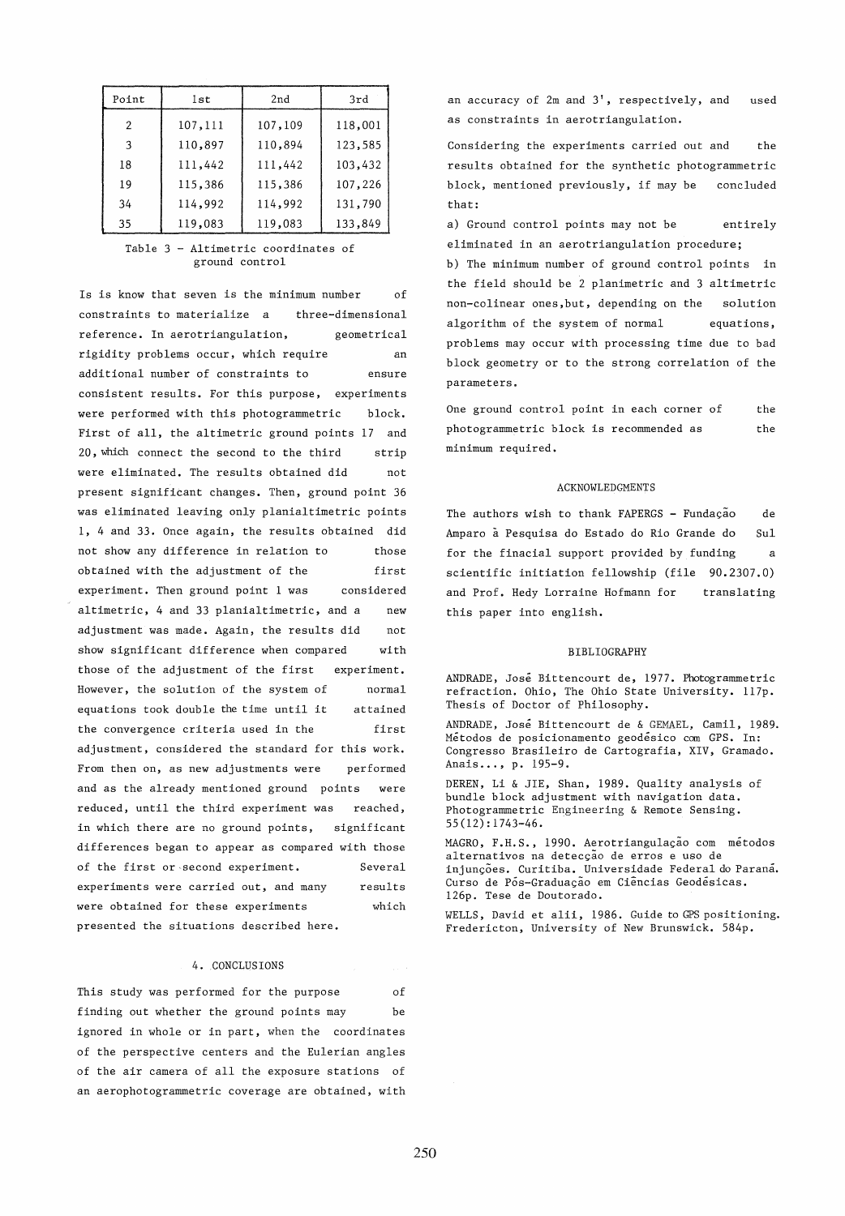| Point | 1st | 2nd | 3rd |
|---|---|---|---|
| 2 | 107,111 | 107,109 | 118,001 |
| 3 | 110,897 | 110,894 | 123,585 |
| 18 | 111,442 | 111,442 | 103,432 |
| 19 | 115,386 | 115,386 | 107,226 |
| 34 | 114,992 | 114,992 | 131,790 |
| 35 | 119,083 | 119,083 | 133,849 |

Table 3 - Altimetric coordinates of ground control

Is is know that seven is the minimum number of constraints to materialize a three-dimensional reference. In aerotriangulation, geometrical rigidity problems occur, which require an additional number of constraints to ensure consistent results. For this purpose, experiments were performed with this photogrammetric block. First of all, the altimetric ground points 17 and 20, which connect the second to the third strip were eliminated. The results obtained did not present significant changes. Then, ground point 36 was eliminated leaving only planialtimetric points 1, 4 and 33. Once again, the results obtained did not show any difference in relation to those obtained with the adjustment of the first experiment. Then ground point 1 was considered altimetric, 4 and 33 planialtimetric, and a new adjustment was made. Again, the results did not show significant difference when compared with those of the adjustment of the first experiment. However, the solution of the system of normal equations took double the time until it attained the convergence criteria used in the first adjustment, considered the standard for this work. From then on, as new adjustments were performed and as the already mentioned ground points were reduced, until the third experiment was reached, in which there are no ground points, significant differences began to appear as compared with those of the first or second experiment. Several experiments were carried out, and many results were obtained for these experiments which presented the situations described here.

## 4. CONCLUSIONS

This study was performed for the purpose of finding out whether the ground points may be ignored in whole or in part, when the coordinates of the perspective centers and the Eulerian angles of the air camera of all the exposure stations of an aerophotogrammetric coverage are obtained, with an accuracy of 2m and 3', respectively, and used as constraints in aerotriangulation.

Considering the experiments carried out and the results obtained for the synthetic photogrammetric block, mentioned previously, if may be concluded that:

a) Ground control points may not be entirely eliminated in an aerotriangulation procedure;

b) The minimum number of ground control points in the field should be 2 planimetric and 3 altimetric non-colinear ones,but, depending on the solution algorithm of the system of normal equations, problems may occur with processing time due to bad block geometry or to the strong correlation of the parameters.

One ground control point in each corner of the photogrammetric block is recommended as the minimum required.

## ACKNOWLEDGMENTS

The authors wish to thank FAPERGS - Fundação de Amparo à Pesquisa do Estado do Rio Grande do Sul for the finacial support provided by funding a scientific initiation fellowship (file 90.2307.0) and Prof. Hedy Lorraine Hofmann for translating this paper into english.

## BIBLIOGRAPHY

ANDRADE, José Bittencourt de, 1977. Photogrammetric refraction. Ohio, The Ohio State University. 117p. Thesis of Doctor of Philosophy.

ANDRADE, José Bittencourt de & GEMAEL, Camil, 1989. Métodos de posicionamento geodésico com GPS. In: Congresso Brasileiro de Cartografia, XIV, Gramado. Anais..., p. 195-9.

DEREN, Li & JIE, Shan, 1989. Quality analysis of bundle block adjustment with navigation data. Photogrammetric Engineering & Remote Sensing. 55(12):1743-46.

MAGRO, F.H.S., 1990. Aerotriangulação com métodos alternativos na detecção de erros e uso de injunções. Curitiba. Universidade Federal do Paraná. Curso de Pós-Graduação em Ciências Geodésicas. 126p. Tese de Doutorado.

WELLS, David et alii, 1986. Guide to GPS positioning. Fredericton, University of New Brunswick. 584p.